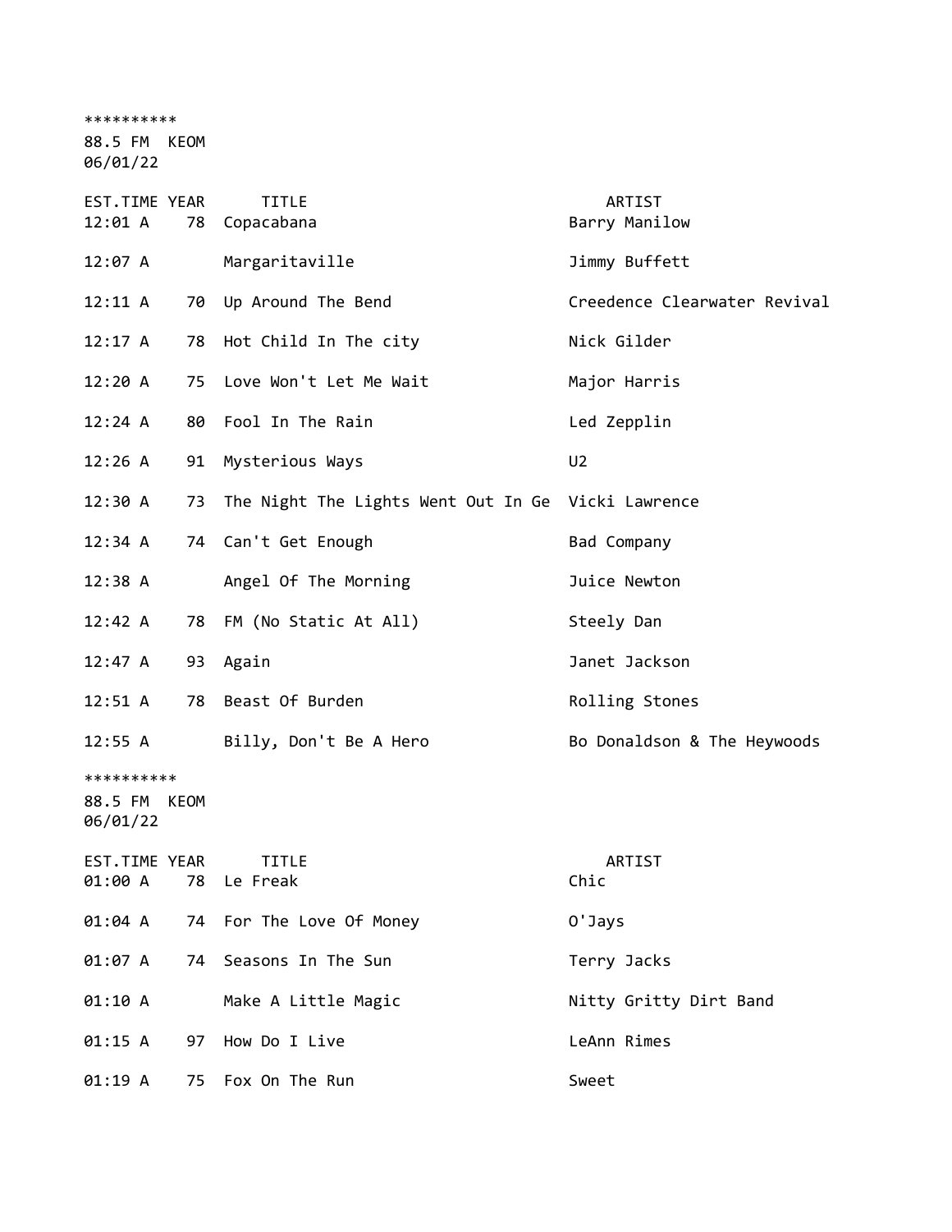**********
88.5 FM KEOM
06/01/22

| EST.TIME | YEAR | TITLE | ARTIST |
|---|---|---|---|
| 12:01 A | 78 | Copacabana | Barry Manilow |
| 12:07 A | | Margaritaville | Jimmy Buffett |
| 12:11 A | 70 | Up Around The Bend | Creedence Clearwater Revival |
| 12:17 A | 78 | Hot Child In The city | Nick Gilder |
| 12:20 A | 75 | Love Won't Let Me Wait | Major Harris |
| 12:24 A | 80 | Fool In The Rain | Led Zepplin |
| 12:26 A | 91 | Mysterious Ways | U2 |
| 12:30 A | 73 | The Night The Lights Went Out In Ge | Vicki Lawrence |
| 12:34 A | 74 | Can't Get Enough | Bad Company |
| 12:38 A | | Angel Of The Morning | Juice Newton |
| 12:42 A | 78 | FM (No Static At All) | Steely Dan |
| 12:47 A | 93 | Again | Janet Jackson |
| 12:51 A | 78 | Beast Of Burden | Rolling Stones |
| 12:55 A | | Billy, Don't Be A Hero | Bo Donaldson & The Heywoods |

**********
88.5 FM KEOM
06/01/22

| EST.TIME | YEAR | TITLE | ARTIST |
|---|---|---|---|
| 01:00 A | 78 | Le Freak | Chic |
| 01:04 A | 74 | For The Love Of Money | O'Jays |
| 01:07 A | 74 | Seasons In The Sun | Terry Jacks |
| 01:10 A | | Make A Little Magic | Nitty Gritty Dirt Band |
| 01:15 A | 97 | How Do I Live | LeAnn Rimes |
| 01:19 A | 75 | Fox On The Run | Sweet |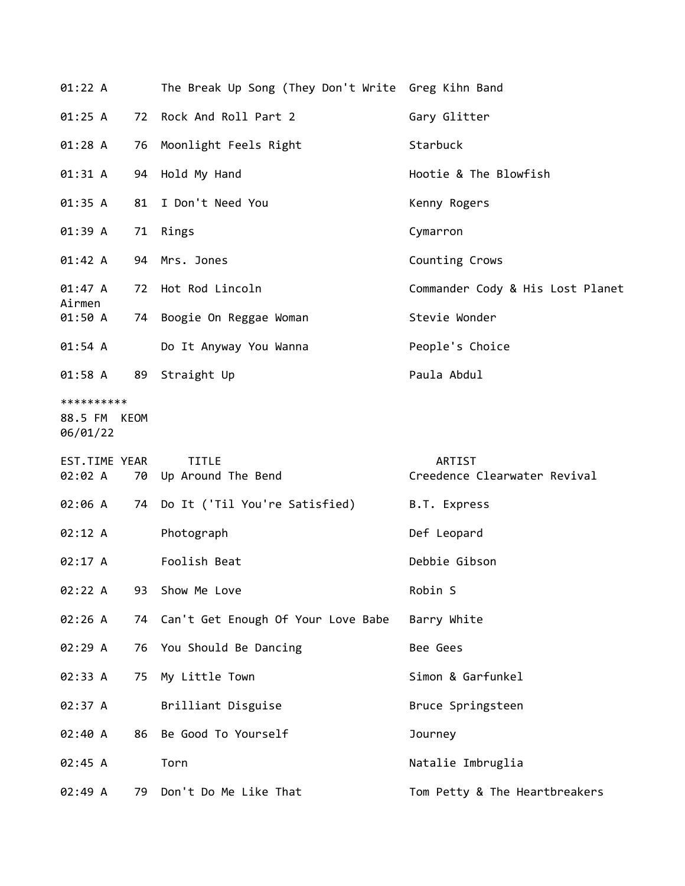| EST.TIME | YEAR | TITLE | ARTIST |
|---|---|---|---|
| 01:22 A | | The Break Up Song (They Don't Write | Greg Kihn Band |
| 01:25 A | 72 | Rock And Roll Part 2 | Gary Glitter |
| 01:28 A | 76 | Moonlight Feels Right | Starbuck |
| 01:31 A | 94 | Hold My Hand | Hootie & The Blowfish |
| 01:35 A | 81 | I Don't Need You | Kenny Rogers |
| 01:39 A | 71 | Rings | Cymarron |
| 01:42 A | 94 | Mrs. Jones | Counting Crows |
| 01:47 A | 72 | Hot Rod Lincoln | Commander Cody & His Lost Planet Airmen |
| 01:50 A | 74 | Boogie On Reggae Woman | Stevie Wonder |
| 01:54 A | | Do It Anyway You Wanna | People's Choice |
| 01:58 A | 89 | Straight Up | Paula Abdul |

**********
88.5 FM KEOM
06/01/22

| EST.TIME | YEAR | TITLE | ARTIST |
|---|---|---|---|
| 02:02 A | 70 | Up Around The Bend | Creedence Clearwater Revival |
| 02:06 A | 74 | Do It ('Til You're Satisfied) | B.T. Express |
| 02:12 A | | Photograph | Def Leopard |
| 02:17 A | | Foolish Beat | Debbie Gibson |
| 02:22 A | 93 | Show Me Love | Robin S |
| 02:26 A | 74 | Can't Get Enough Of Your Love Babe | Barry White |
| 02:29 A | 76 | You Should Be Dancing | Bee Gees |
| 02:33 A | 75 | My Little Town | Simon & Garfunkel |
| 02:37 A | | Brilliant Disguise | Bruce Springsteen |
| 02:40 A | 86 | Be Good To Yourself | Journey |
| 02:45 A | | Torn | Natalie Imbruglia |
| 02:49 A | 79 | Don't Do Me Like That | Tom Petty & The Heartbreakers |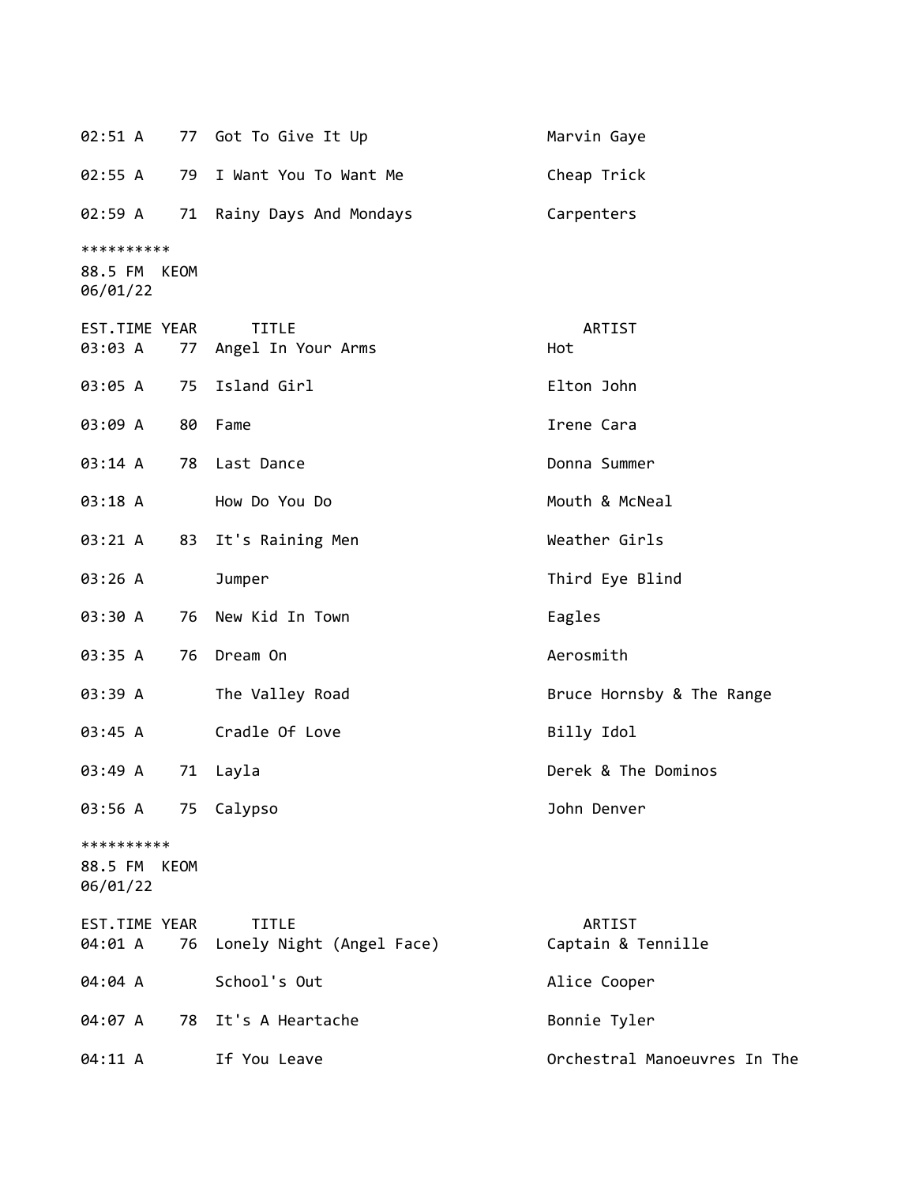| EST.TIME | YEAR | TITLE | ARTIST |
|---|---|---|---|
| 02:51 A | 77 | Got To Give It Up | Marvin Gaye |
| 02:55 A | 79 | I Want You To Want Me | Cheap Trick |
| 02:59 A | 71 | Rainy Days And Mondays | Carpenters |

**********
88.5 FM KEOM
06/01/22

| EST.TIME | YEAR | TITLE | ARTIST |
|---|---|---|---|
| 03:03 A | 77 | Angel In Your Arms | Hot |
| 03:05 A | 75 | Island Girl | Elton John |
| 03:09 A | 80 | Fame | Irene Cara |
| 03:14 A | 78 | Last Dance | Donna Summer |
| 03:18 A | | How Do You Do | Mouth & McNeal |
| 03:21 A | 83 | It's Raining Men | Weather Girls |
| 03:26 A | | Jumper | Third Eye Blind |
| 03:30 A | 76 | New Kid In Town | Eagles |
| 03:35 A | 76 | Dream On | Aerosmith |
| 03:39 A | | The Valley Road | Bruce Hornsby & The Range |
| 03:45 A | | Cradle Of Love | Billy Idol |
| 03:49 A | 71 | Layla | Derek & The Dominos |
| 03:56 A | 75 | Calypso | John Denver |

**********
88.5 FM KEOM
06/01/22

| EST.TIME | YEAR | TITLE | ARTIST |
|---|---|---|---|
| 04:01 A | 76 | Lonely Night (Angel Face) | Captain & Tennille |
| 04:04 A | | School's Out | Alice Cooper |
| 04:07 A | 78 | It's A Heartache | Bonnie Tyler |
| 04:11 A | | If You Leave | Orchestral Manoeuvres In The |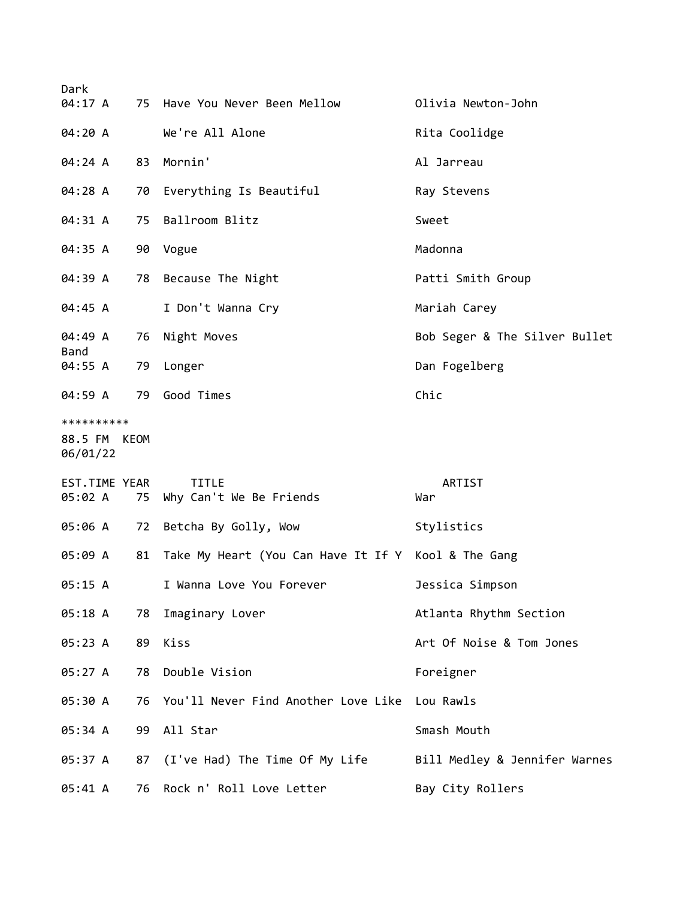Dark

| EST.TIME | YEAR | TITLE | ARTIST |
|---|---|---|---|
| 04:17 A | 75 | Have You Never Been Mellow | Olivia Newton-John |
| 04:20 A | | We're All Alone | Rita Coolidge |
| 04:24 A | 83 | Mornin' | Al Jarreau |
| 04:28 A | 70 | Everything Is Beautiful | Ray Stevens |
| 04:31 A | 75 | Ballroom Blitz | Sweet |
| 04:35 A | 90 | Vogue | Madonna |
| 04:39 A | 78 | Because The Night | Patti Smith Group |
| 04:45 A | | I Don't Wanna Cry | Mariah Carey |
| 04:49 A | 76 | Night Moves | Bob Seger & The Silver Bullet Band |
| 04:55 A | 79 | Longer | Dan Fogelberg |
| 04:59 A | 79 | Good Times | Chic |

**********

88.5 FM KEOM
06/01/22

| EST.TIME | YEAR | TITLE | ARTIST |
|---|---|---|---|
| 05:02 A | 75 | Why Can't We Be Friends | War |
| 05:06 A | 72 | Betcha By Golly, Wow | Stylistics |
| 05:09 A | 81 | Take My Heart (You Can Have It If Y | Kool & The Gang |
| 05:15 A | | I Wanna Love You Forever | Jessica Simpson |
| 05:18 A | 78 | Imaginary Lover | Atlanta Rhythm Section |
| 05:23 A | 89 | Kiss | Art Of Noise & Tom Jones |
| 05:27 A | 78 | Double Vision | Foreigner |
| 05:30 A | 76 | You'll Never Find Another Love Like | Lou Rawls |
| 05:34 A | 99 | All Star | Smash Mouth |
| 05:37 A | 87 | (I've Had) The Time Of My Life | Bill Medley & Jennifer Warnes |
| 05:41 A | 76 | Rock n' Roll Love Letter | Bay City Rollers |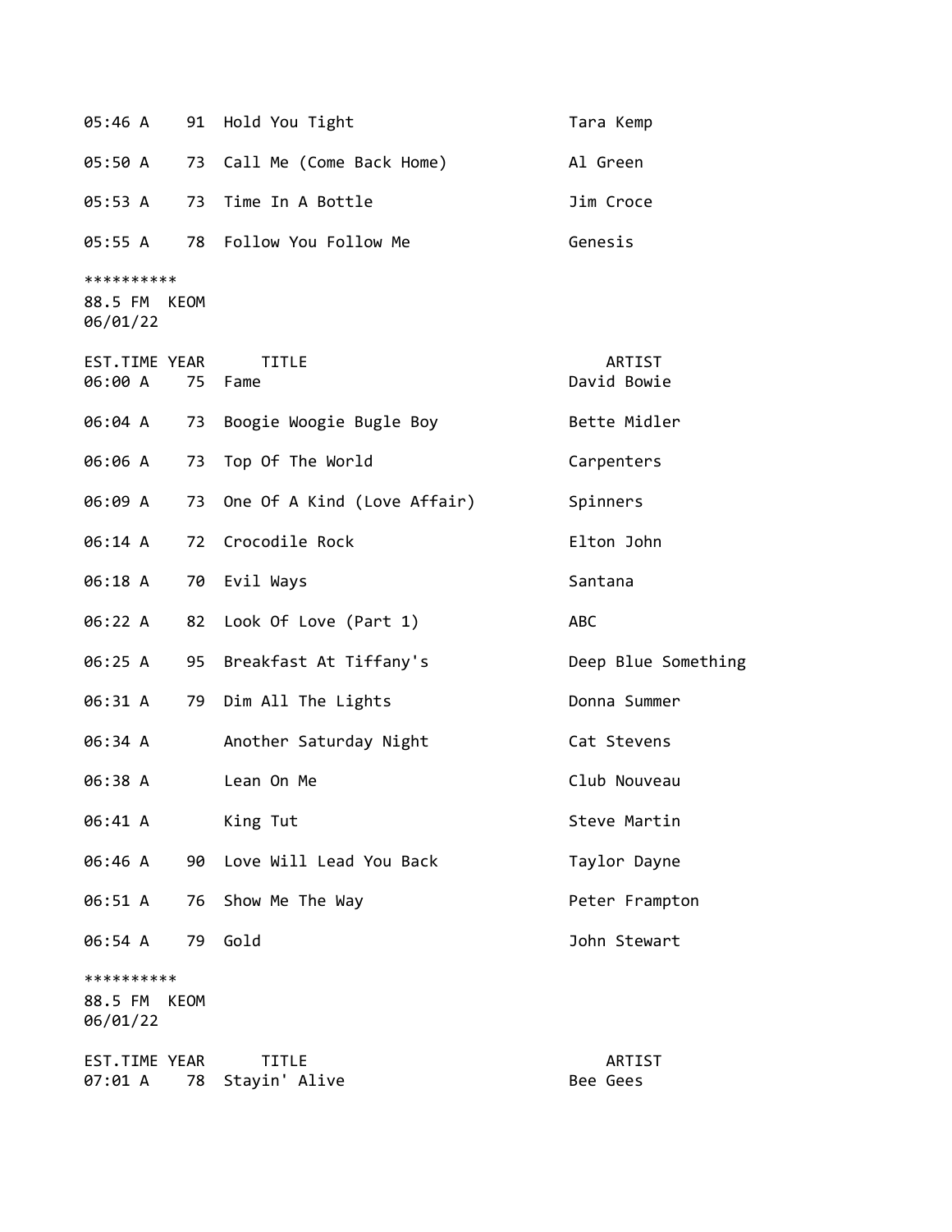| EST.TIME | YEAR | TITLE | ARTIST |
|---|---|---|---|
| 05:46 A | 91 | Hold You Tight | Tara Kemp |
| 05:50 A | 73 | Call Me (Come Back Home) | Al Green |
| 05:53 A | 73 | Time In A Bottle | Jim Croce |
| 05:55 A | 78 | Follow You Follow Me | Genesis |

**********
88.5 FM KEOM
06/01/22

| EST.TIME | YEAR | TITLE | ARTIST |
|---|---|---|---|
| 06:00 A | 75 | Fame | David Bowie |
| 06:04 A | 73 | Boogie Woogie Bugle Boy | Bette Midler |
| 06:06 A | 73 | Top Of The World | Carpenters |
| 06:09 A | 73 | One Of A Kind (Love Affair) | Spinners |
| 06:14 A | 72 | Crocodile Rock | Elton John |
| 06:18 A | 70 | Evil Ways | Santana |
| 06:22 A | 82 | Look Of Love (Part 1) | ABC |
| 06:25 A | 95 | Breakfast At Tiffany's | Deep Blue Something |
| 06:31 A | 79 | Dim All The Lights | Donna Summer |
| 06:34 A | | Another Saturday Night | Cat Stevens |
| 06:38 A | | Lean On Me | Club Nouveau |
| 06:41 A | | King Tut | Steve Martin |
| 06:46 A | 90 | Love Will Lead You Back | Taylor Dayne |
| 06:51 A | 76 | Show Me The Way | Peter Frampton |
| 06:54 A | 79 | Gold | John Stewart |

**********
88.5 FM KEOM
06/01/22

| EST.TIME | YEAR | TITLE | ARTIST |
|---|---|---|---|
| 07:01 A | 78 | Stayin' Alive | Bee Gees |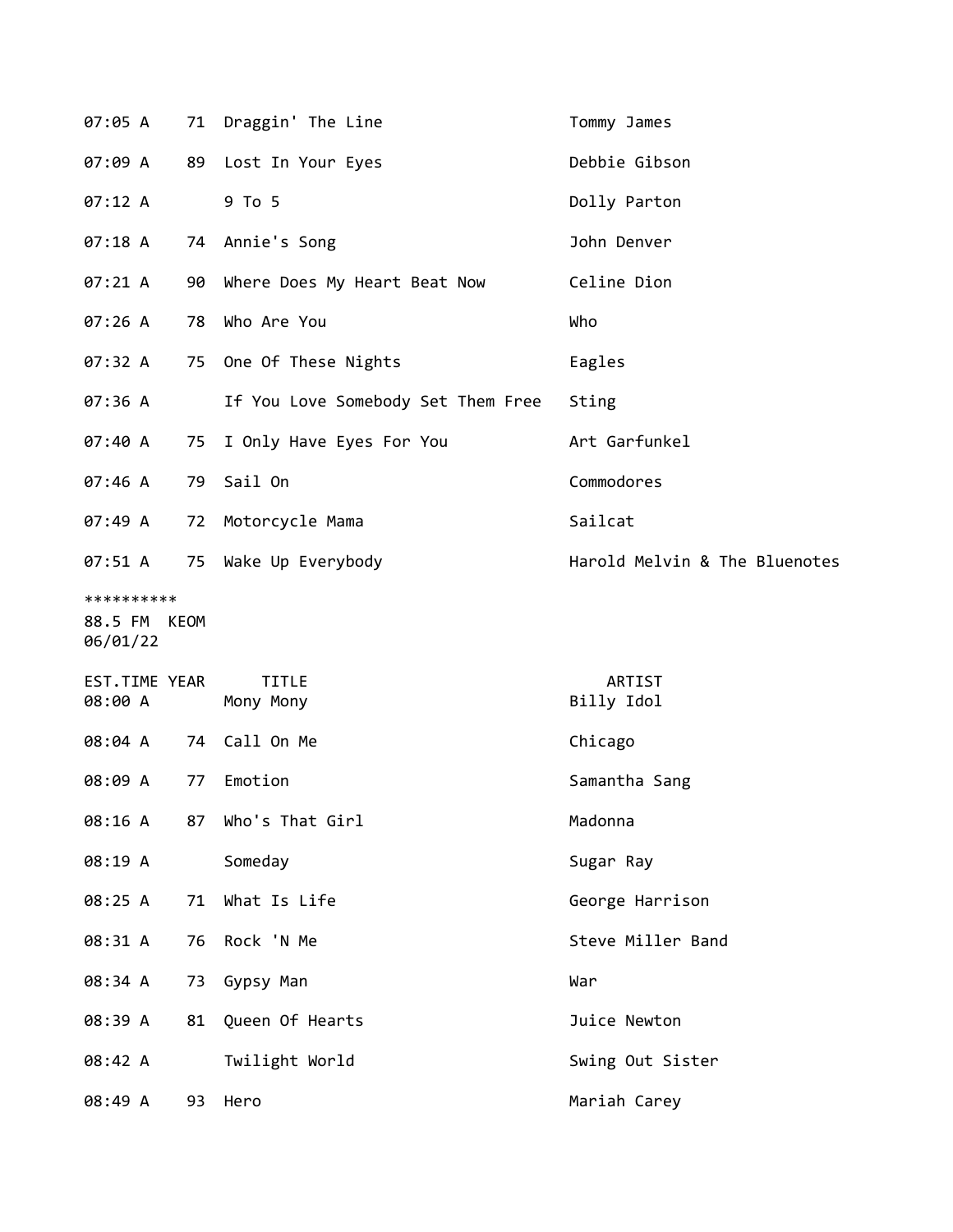| EST.TIME | YEAR | TITLE | ARTIST |
|---|---|---|---|
| 07:05 A | 71 | Draggin' The Line | Tommy James |
| 07:09 A | 89 | Lost In Your Eyes | Debbie Gibson |
| 07:12 A | | 9 To 5 | Dolly Parton |
| 07:18 A | 74 | Annie's Song | John Denver |
| 07:21 A | 90 | Where Does My Heart Beat Now | Celine Dion |
| 07:26 A | 78 | Who Are You | Who |
| 07:32 A | 75 | One Of These Nights | Eagles |
| 07:36 A | | If You Love Somebody Set Them Free | Sting |
| 07:40 A | 75 | I Only Have Eyes For You | Art Garfunkel |
| 07:46 A | 79 | Sail On | Commodores |
| 07:49 A | 72 | Motorcycle Mama | Sailcat |
| 07:51 A | 75 | Wake Up Everybody | Harold Melvin & The Bluenotes |

**********
88.5 FM KEOM
06/01/22

| EST.TIME | YEAR | TITLE | ARTIST |
|---|---|---|---|
| 08:00 A | | Mony Mony | Billy Idol |
| 08:04 A | 74 | Call On Me | Chicago |
| 08:09 A | 77 | Emotion | Samantha Sang |
| 08:16 A | 87 | Who's That Girl | Madonna |
| 08:19 A | | Someday | Sugar Ray |
| 08:25 A | 71 | What Is Life | George Harrison |
| 08:31 A | 76 | Rock 'N Me | Steve Miller Band |
| 08:34 A | 73 | Gypsy Man | War |
| 08:39 A | 81 | Queen Of Hearts | Juice Newton |
| 08:42 A | | Twilight World | Swing Out Sister |
| 08:49 A | 93 | Hero | Mariah Carey |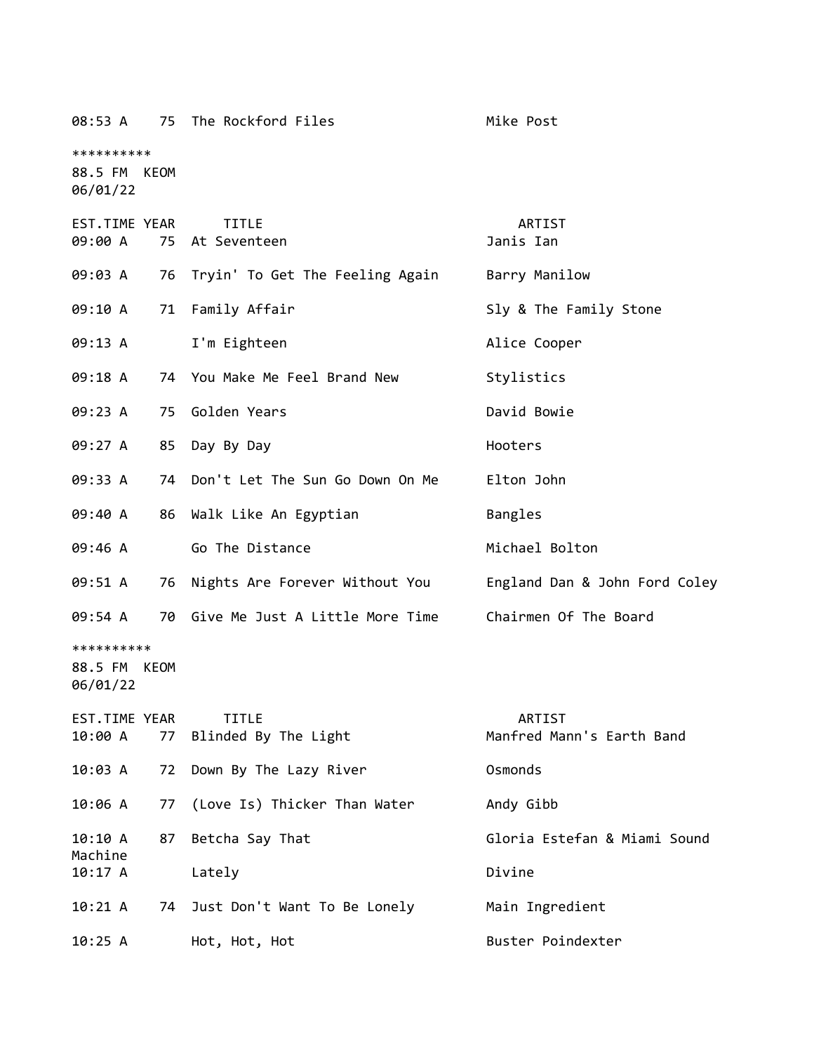| EST.TIME | YEAR | TITLE | ARTIST |
|---|---|---|---|
| 08:53 A | 75 | The Rockford Files | Mike Post |

**********
88.5 FM KEOM
06/01/22

| EST.TIME | YEAR | TITLE | ARTIST |
|---|---|---|---|
| 09:00 A | 75 | At Seventeen | Janis Ian |
| 09:03 A | 76 | Tryin' To Get The Feeling Again | Barry Manilow |
| 09:10 A | 71 | Family Affair | Sly & The Family Stone |
| 09:13 A | | I'm Eighteen | Alice Cooper |
| 09:18 A | 74 | You Make Me Feel Brand New | Stylistics |
| 09:23 A | 75 | Golden Years | David Bowie |
| 09:27 A | 85 | Day By Day | Hooters |
| 09:33 A | 74 | Don't Let The Sun Go Down On Me | Elton John |
| 09:40 A | 86 | Walk Like An Egyptian | Bangles |
| 09:46 A | | Go The Distance | Michael Bolton |
| 09:51 A | 76 | Nights Are Forever Without You | England Dan & John Ford Coley |
| 09:54 A | 70 | Give Me Just A Little More Time | Chairmen Of The Board |

**********
88.5 FM KEOM
06/01/22

| EST.TIME | YEAR | TITLE | ARTIST |
|---|---|---|---|
| 10:00 A | 77 | Blinded By The Light | Manfred Mann's Earth Band |
| 10:03 A | 72 | Down By The Lazy River | Osmonds |
| 10:06 A | 77 | (Love Is) Thicker Than Water | Andy Gibb |
| 10:10 A | 87 | Betcha Say That | Gloria Estefan & Miami Sound Machine |
| 10:17 A | | Lately | Divine |
| 10:21 A | 74 | Just Don't Want To Be Lonely | Main Ingredient |
| 10:25 A | | Hot, Hot, Hot | Buster Poindexter |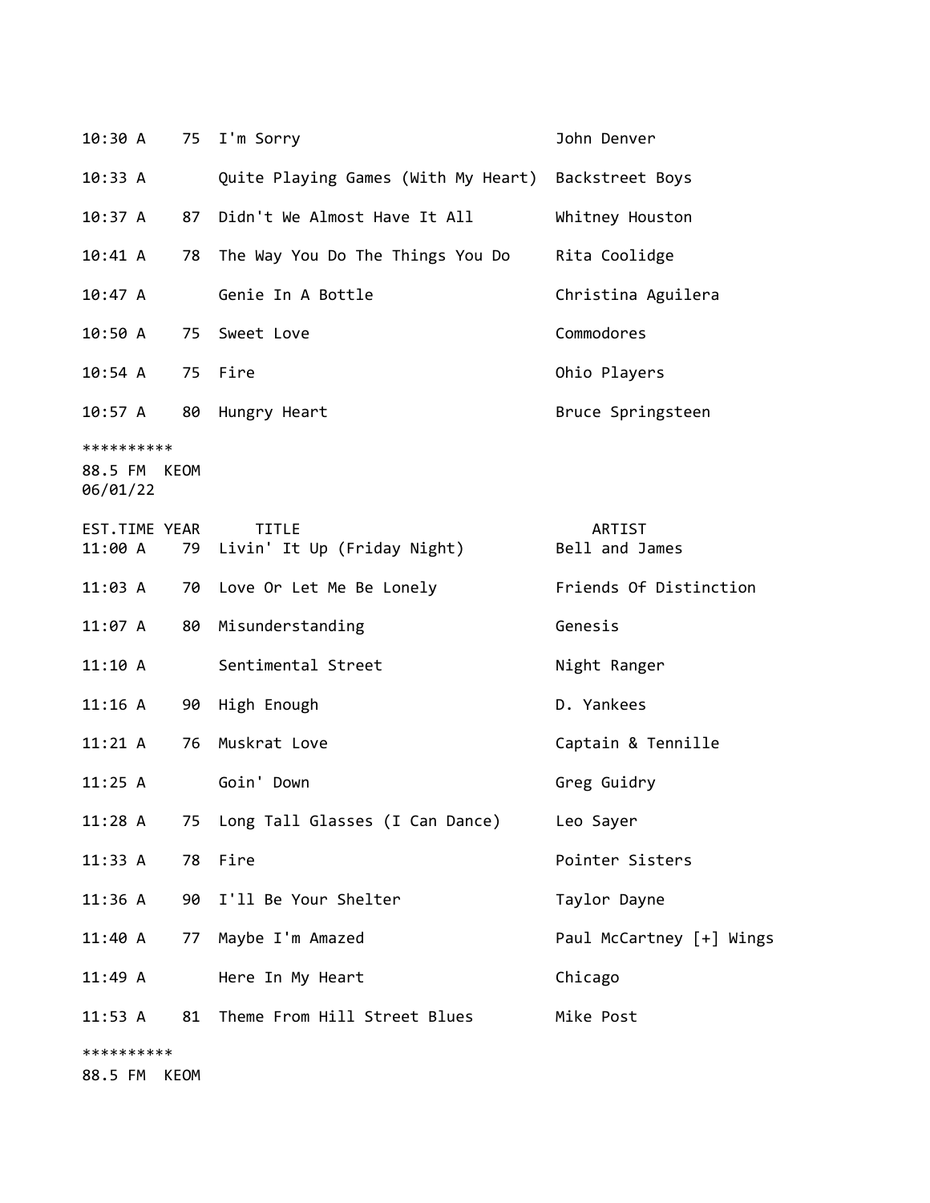| EST.TIME | YEAR | TITLE | ARTIST |
|---|---|---|---|
| 10:30 A | 75 | I'm Sorry | John Denver |
| 10:33 A | | Quite Playing Games (With My Heart) | Backstreet Boys |
| 10:37 A | 87 | Didn't We Almost Have It All | Whitney Houston |
| 10:41 A | 78 | The Way You Do The Things You Do | Rita Coolidge |
| 10:47 A | | Genie In A Bottle | Christina Aguilera |
| 10:50 A | 75 | Sweet Love | Commodores |
| 10:54 A | 75 | Fire | Ohio Players |
| 10:57 A | 80 | Hungry Heart | Bruce Springsteen |

**********
88.5 FM KEOM
06/01/22

| EST.TIME | YEAR | TITLE | ARTIST |
|---|---|---|---|
| 11:00 A | 79 | Livin' It Up (Friday Night) | Bell and James |
| 11:03 A | 70 | Love Or Let Me Be Lonely | Friends Of Distinction |
| 11:07 A | 80 | Misunderstanding | Genesis |
| 11:10 A | | Sentimental Street | Night Ranger |
| 11:16 A | 90 | High Enough | D. Yankees |
| 11:21 A | 76 | Muskrat Love | Captain & Tennille |
| 11:25 A | | Goin' Down | Greg Guidry |
| 11:28 A | 75 | Long Tall Glasses (I Can Dance) | Leo Sayer |
| 11:33 A | 78 | Fire | Pointer Sisters |
| 11:36 A | 90 | I'll Be Your Shelter | Taylor Dayne |
| 11:40 A | 77 | Maybe I'm Amazed | Paul McCartney [+] Wings |
| 11:49 A | | Here In My Heart | Chicago |
| 11:53 A | 81 | Theme From Hill Street Blues | Mike Post |

**********
88.5 FM KEOM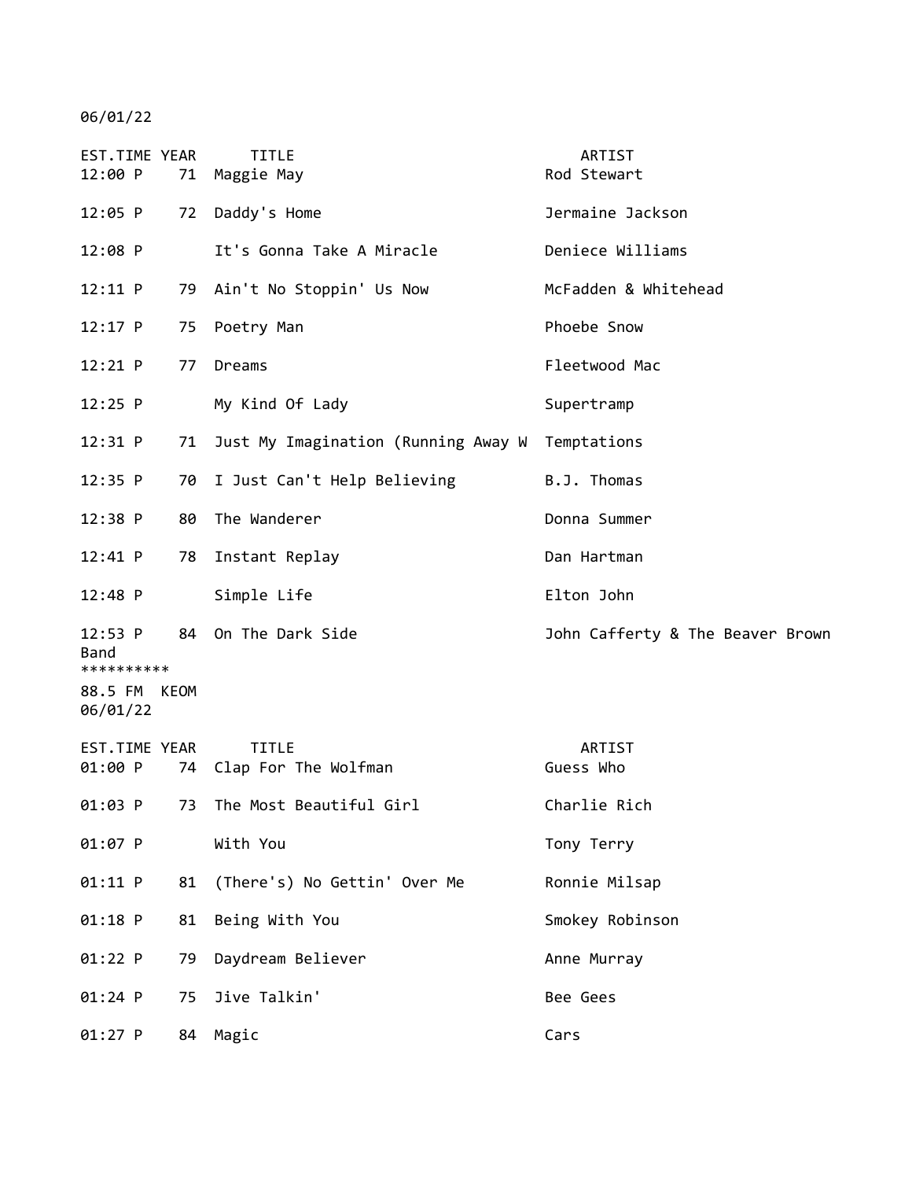06/01/22

| EST.TIME | YEAR | TITLE | ARTIST |
|---|---|---|---|
| 12:00 P | 71 | Maggie May | Rod Stewart |
| 12:05 P | 72 | Daddy's Home | Jermaine Jackson |
| 12:08 P | | It's Gonna Take A Miracle | Deniece Williams |
| 12:11 P | 79 | Ain't No Stoppin' Us Now | McFadden & Whitehead |
| 12:17 P | 75 | Poetry Man | Phoebe Snow |
| 12:21 P | 77 | Dreams | Fleetwood Mac |
| 12:25 P | | My Kind Of Lady | Supertramp |
| 12:31 P | 71 | Just My Imagination (Running Away W | Temptations |
| 12:35 P | 70 | I Just Can't Help Believing | B.J. Thomas |
| 12:38 P | 80 | The Wanderer | Donna Summer |
| 12:41 P | 78 | Instant Replay | Dan Hartman |
| 12:48 P | | Simple Life | Elton John |
| 12:53 P | 84 | On The Dark Side | John Cafferty & The Beaver Brown Band |

**********

88.5 FM KEOM
06/01/22

| EST.TIME | YEAR | TITLE | ARTIST |
|---|---|---|---|
| 01:00 P | 74 | Clap For The Wolfman | Guess Who |
| 01:03 P | 73 | The Most Beautiful Girl | Charlie Rich |
| 01:07 P | | With You | Tony Terry |
| 01:11 P | 81 | (There's) No Gettin' Over Me | Ronnie Milsap |
| 01:18 P | 81 | Being With You | Smokey Robinson |
| 01:22 P | 79 | Daydream Believer | Anne Murray |
| 01:24 P | 75 | Jive Talkin' | Bee Gees |
| 01:27 P | 84 | Magic | Cars |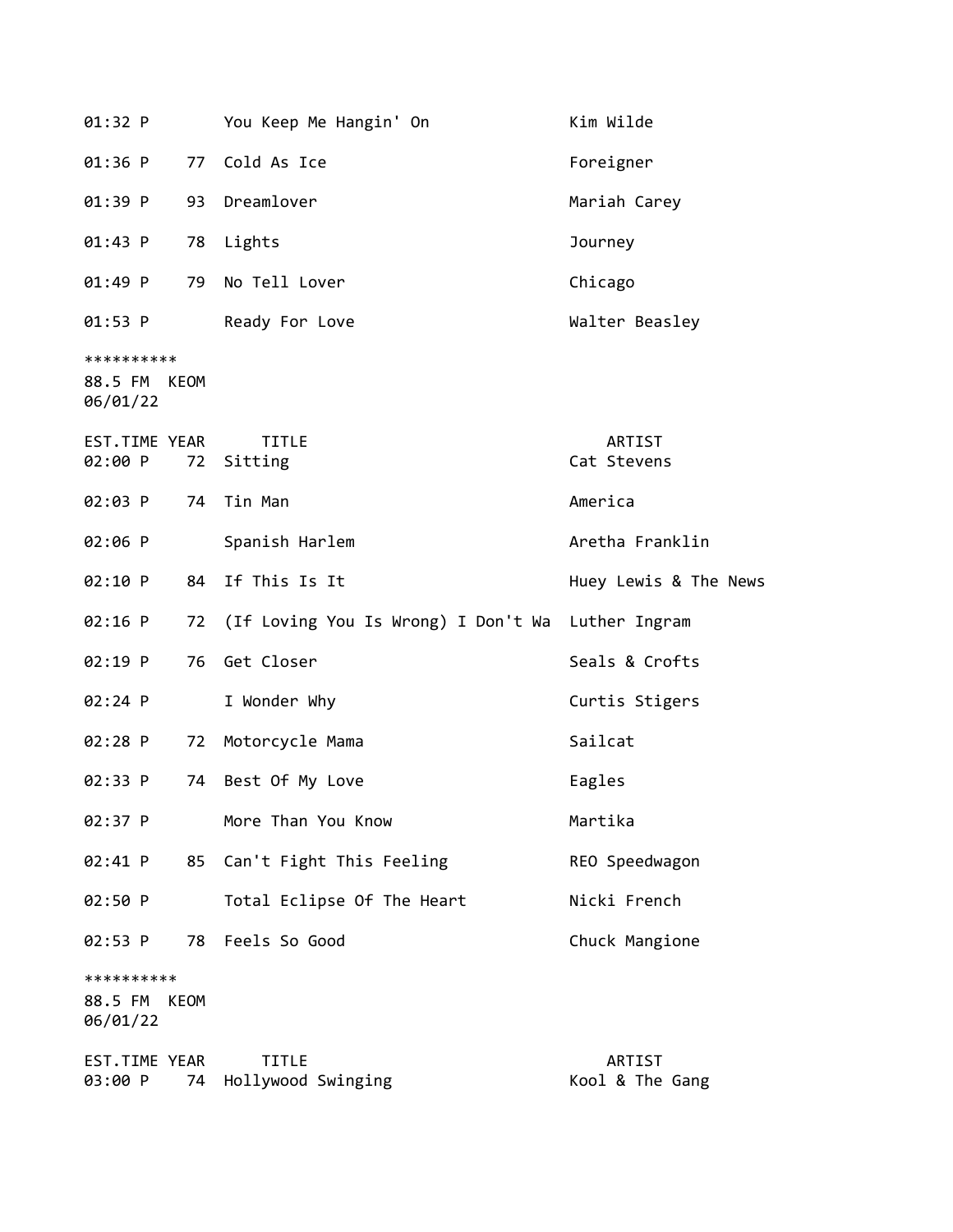| EST.TIME | YEAR | TITLE | ARTIST |
|---|---|---|---|
| 01:32 P | | You Keep Me Hangin' On | Kim Wilde |
| 01:36 P | 77 | Cold As Ice | Foreigner |
| 01:39 P | 93 | Dreamlover | Mariah Carey |
| 01:43 P | 78 | Lights | Journey |
| 01:49 P | 79 | No Tell Lover | Chicago |
| 01:53 P | | Ready For Love | Walter Beasley |

**********
88.5 FM KEOM
06/01/22

| EST.TIME | YEAR | TITLE | ARTIST |
|---|---|---|---|
| 02:00 P | 72 | Sitting | Cat Stevens |
| 02:03 P | 74 | Tin Man | America |
| 02:06 P | | Spanish Harlem | Aretha Franklin |
| 02:10 P | 84 | If This Is It | Huey Lewis & The News |
| 02:16 P | 72 | (If Loving You Is Wrong) I Don't Wa | Luther Ingram |
| 02:19 P | 76 | Get Closer | Seals & Crofts |
| 02:24 P | | I Wonder Why | Curtis Stigers |
| 02:28 P | 72 | Motorcycle Mama | Sailcat |
| 02:33 P | 74 | Best Of My Love | Eagles |
| 02:37 P | | More Than You Know | Martika |
| 02:41 P | 85 | Can't Fight This Feeling | REO Speedwagon |
| 02:50 P | | Total Eclipse Of The Heart | Nicki French |
| 02:53 P | 78 | Feels So Good | Chuck Mangione |

**********
88.5 FM KEOM
06/01/22

| EST.TIME | YEAR | TITLE | ARTIST |
|---|---|---|---|
| 03:00 P | 74 | Hollywood Swinging | Kool & The Gang |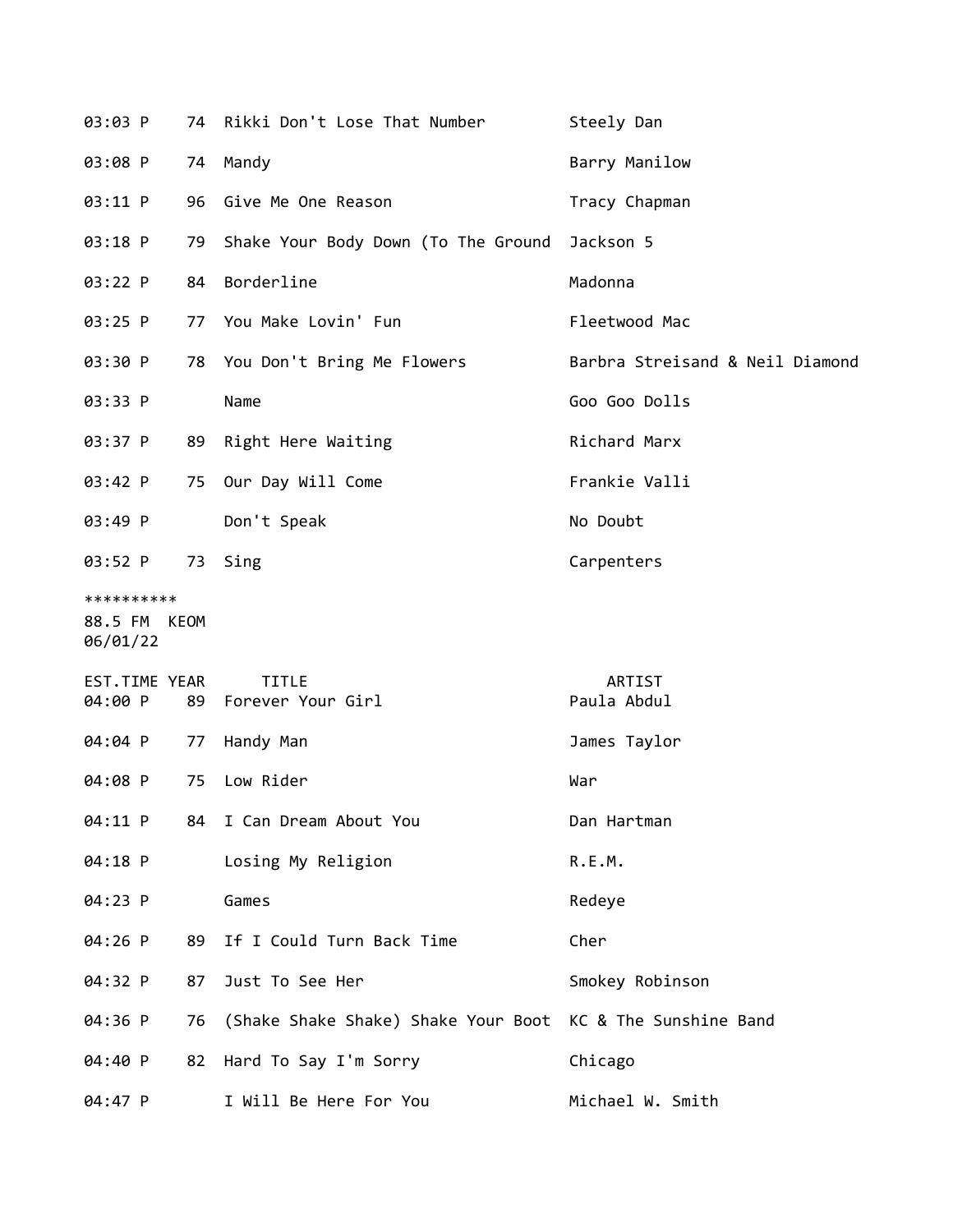| EST.TIME | YEAR | TITLE | ARTIST |
|---|---|---|---|
| 03:03 P | 74 | Rikki Don't Lose That Number | Steely Dan |
| 03:08 P | 74 | Mandy | Barry Manilow |
| 03:11 P | 96 | Give Me One Reason | Tracy Chapman |
| 03:18 P | 79 | Shake Your Body Down (To The Ground | Jackson 5 |
| 03:22 P | 84 | Borderline | Madonna |
| 03:25 P | 77 | You Make Lovin' Fun | Fleetwood Mac |
| 03:30 P | 78 | You Don't Bring Me Flowers | Barbra Streisand & Neil Diamond |
| 03:33 P | | Name | Goo Goo Dolls |
| 03:37 P | 89 | Right Here Waiting | Richard Marx |
| 03:42 P | 75 | Our Day Will Come | Frankie Valli |
| 03:49 P | | Don't Speak | No Doubt |
| 03:52 P | 73 | Sing | Carpenters |

**********
88.5 FM KEOM
06/01/22

| EST.TIME | YEAR | TITLE | ARTIST |
|---|---|---|---|
| 04:00 P | 89 | Forever Your Girl | Paula Abdul |
| 04:04 P | 77 | Handy Man | James Taylor |
| 04:08 P | 75 | Low Rider | War |
| 04:11 P | 84 | I Can Dream About You | Dan Hartman |
| 04:18 P | | Losing My Religion | R.E.M. |
| 04:23 P | | Games | Redeye |
| 04:26 P | 89 | If I Could Turn Back Time | Cher |
| 04:32 P | 87 | Just To See Her | Smokey Robinson |
| 04:36 P | 76 | (Shake Shake Shake) Shake Your Boot | KC & The Sunshine Band |
| 04:40 P | 82 | Hard To Say I'm Sorry | Chicago |
| 04:47 P | | I Will Be Here For You | Michael W. Smith |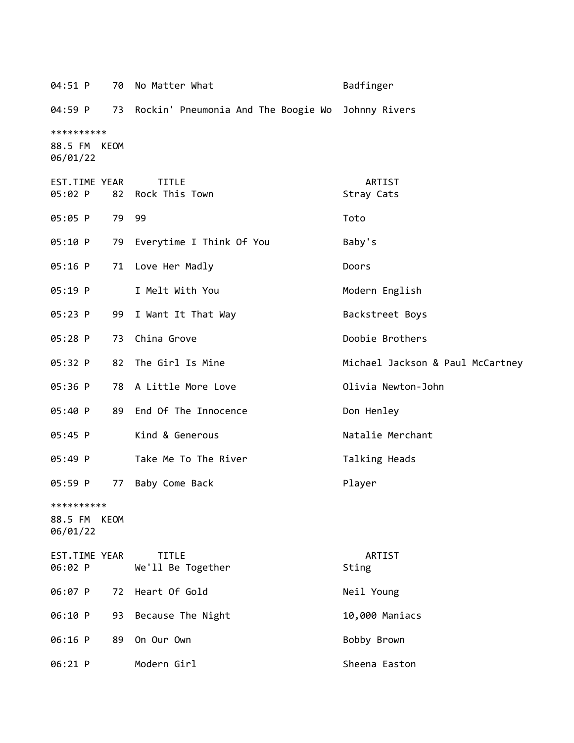| | | | |
|---|---|---|---|
| 04:51 P | 70 | No Matter What | Badfinger |
| 04:59 P | 73 | Rockin' Pneumonia And The Boogie Wo | Johnny Rivers |

**********
88.5 FM KEOM
06/01/22

| EST.TIME | YEAR | TITLE | ARTIST |
|---|---|---|---|
| 05:02 P | 82 | Rock This Town | Stray Cats |
| 05:05 P | 79 | 99 | Toto |
| 05:10 P | 79 | Everytime I Think Of You | Baby's |
| 05:16 P | 71 | Love Her Madly | Doors |
| 05:19 P | | I Melt With You | Modern English |
| 05:23 P | 99 | I Want It That Way | Backstreet Boys |
| 05:28 P | 73 | China Grove | Doobie Brothers |
| 05:32 P | 82 | The Girl Is Mine | Michael Jackson & Paul McCartney |
| 05:36 P | 78 | A Little More Love | Olivia Newton-John |
| 05:40 P | 89 | End Of The Innocence | Don Henley |
| 05:45 P | | Kind & Generous | Natalie Merchant |
| 05:49 P | | Take Me To The River | Talking Heads |
| 05:59 P | 77 | Baby Come Back | Player |

**********
88.5 FM KEOM
06/01/22

| EST.TIME | YEAR | TITLE | ARTIST |
|---|---|---|---|
| 06:02 P | | We'll Be Together | Sting |
| 06:07 P | 72 | Heart Of Gold | Neil Young |
| 06:10 P | 93 | Because The Night | 10,000 Maniacs |
| 06:16 P | 89 | On Our Own | Bobby Brown |
| 06:21 P | | Modern Girl | Sheena Easton |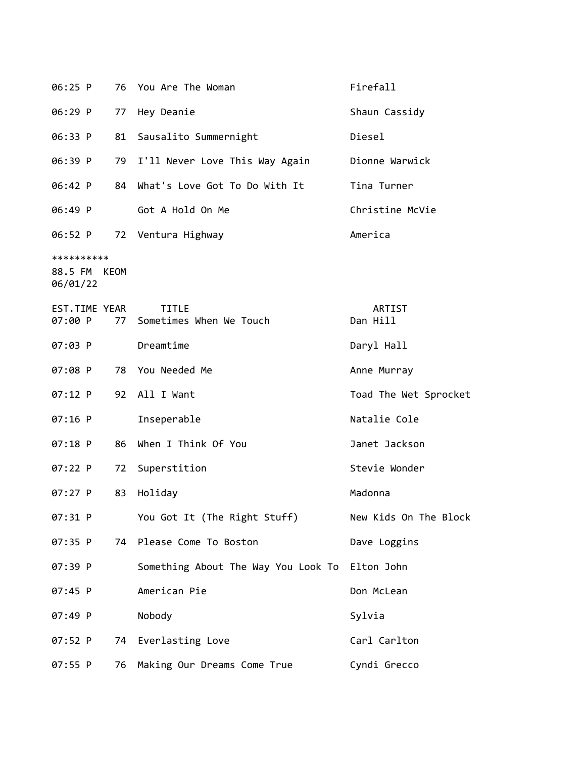| | | | |
|---|---|---|---|
| 06:25 P | 76 | You Are The Woman | Firefall |
| 06:29 P | 77 | Hey Deanie | Shaun Cassidy |
| 06:33 P | 81 | Sausalito Summernight | Diesel |
| 06:39 P | 79 | I'll Never Love This Way Again | Dionne Warwick |
| 06:42 P | 84 | What's Love Got To Do With It | Tina Turner |
| 06:49 P | | Got A Hold On Me | Christine McVie |
| 06:52 P | 72 | Ventura Highway | America |

**********
88.5 FM  KEOM
06/01/22

| EST.TIME | YEAR | TITLE | ARTIST |
|---|---|---|---|
| 07:00 P | 77 | Sometimes When We Touch | Dan Hill |
| 07:03 P | | Dreamtime | Daryl Hall |
| 07:08 P | 78 | You Needed Me | Anne Murray |
| 07:12 P | 92 | All I Want | Toad The Wet Sprocket |
| 07:16 P | | Inseperable | Natalie Cole |
| 07:18 P | 86 | When I Think Of You | Janet Jackson |
| 07:22 P | 72 | Superstition | Stevie Wonder |
| 07:27 P | 83 | Holiday | Madonna |
| 07:31 P | | You Got It (The Right Stuff) | New Kids On The Block |
| 07:35 P | 74 | Please Come To Boston | Dave Loggins |
| 07:39 P | | Something About The Way You Look To | Elton John |
| 07:45 P | | American Pie | Don McLean |
| 07:49 P | | Nobody | Sylvia |
| 07:52 P | 74 | Everlasting Love | Carl Carlton |
| 07:55 P | 76 | Making Our Dreams Come True | Cyndi Grecco |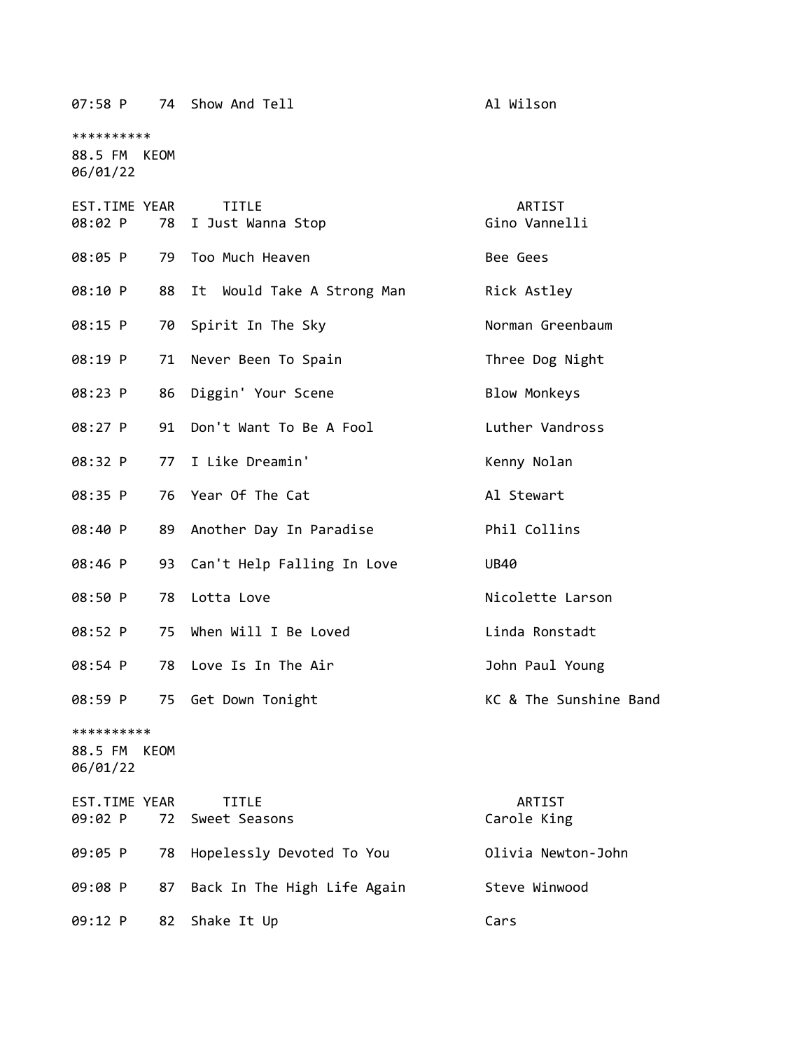| | | | |
|---|---|---|---|
| 07:58 P | 74 | Show And Tell | Al Wilson |

**********
88.5 FM KEOM
06/01/22

| EST.TIME | YEAR | TITLE | ARTIST |
|---|---|---|---|
| 08:02 P | 78 | I Just Wanna Stop | Gino Vannelli |
| 08:05 P | 79 | Too Much Heaven | Bee Gees |
| 08:10 P | 88 | It  Would Take A Strong Man | Rick Astley |
| 08:15 P | 70 | Spirit In The Sky | Norman Greenbaum |
| 08:19 P | 71 | Never Been To Spain | Three Dog Night |
| 08:23 P | 86 | Diggin' Your Scene | Blow Monkeys |
| 08:27 P | 91 | Don't Want To Be A Fool | Luther Vandross |
| 08:32 P | 77 | I Like Dreamin' | Kenny Nolan |
| 08:35 P | 76 | Year Of The Cat | Al Stewart |
| 08:40 P | 89 | Another Day In Paradise | Phil Collins |
| 08:46 P | 93 | Can't Help Falling In Love | UB40 |
| 08:50 P | 78 | Lotta Love | Nicolette Larson |
| 08:52 P | 75 | When Will I Be Loved | Linda Ronstadt |
| 08:54 P | 78 | Love Is In The Air | John Paul Young |
| 08:59 P | 75 | Get Down Tonight | KC & The Sunshine Band |

**********
88.5 FM KEOM
06/01/22

| EST.TIME | YEAR | TITLE | ARTIST |
|---|---|---|---|
| 09:02 P | 72 | Sweet Seasons | Carole King |
| 09:05 P | 78 | Hopelessly Devoted To You | Olivia Newton-John |
| 09:08 P | 87 | Back In The High Life Again | Steve Winwood |
| 09:12 P | 82 | Shake It Up | Cars |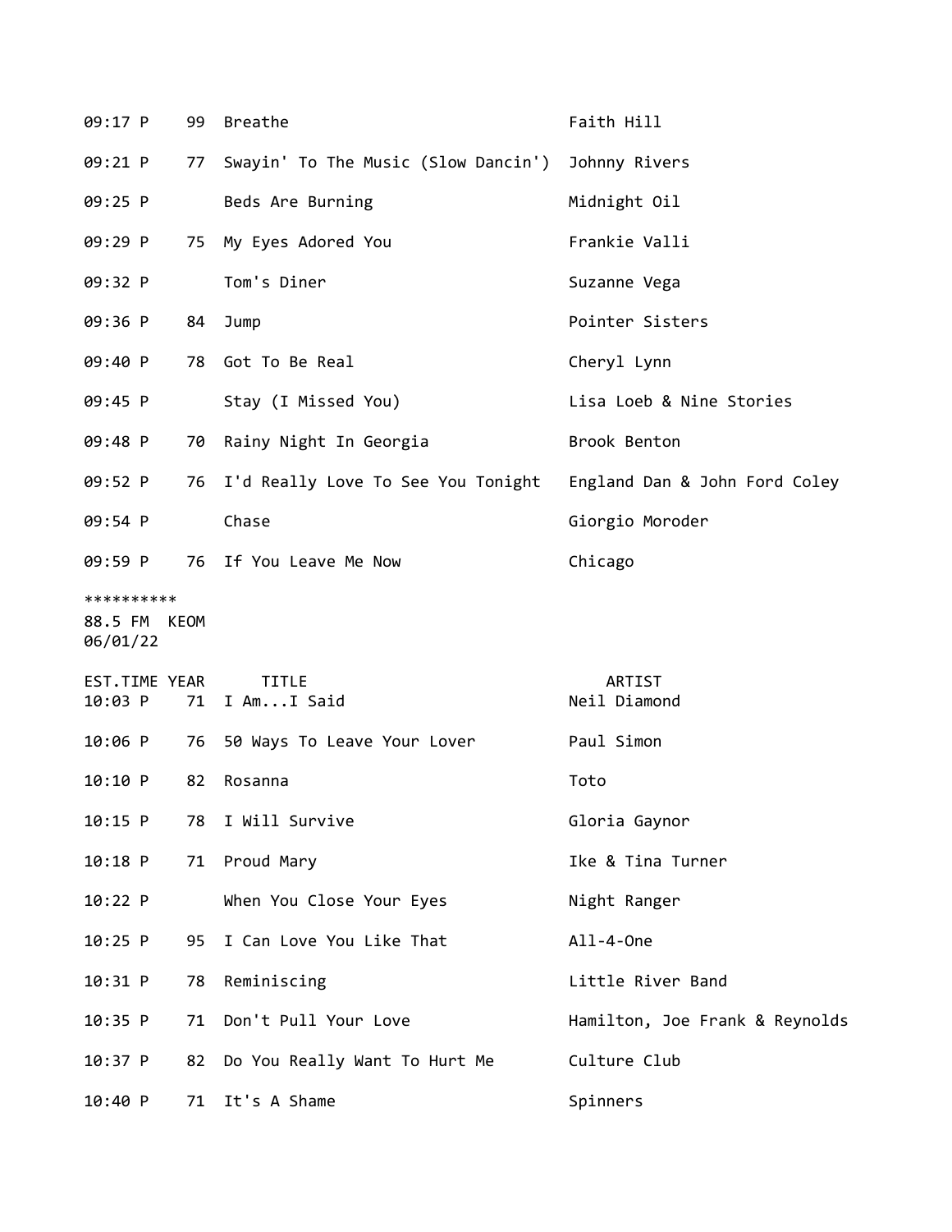| | | | |
|---|---|---|---|
| 09:17 P | 99 | Breathe | Faith Hill |
| 09:21 P | 77 | Swayin' To The Music (Slow Dancin') | Johnny Rivers |
| 09:25 P | | Beds Are Burning | Midnight Oil |
| 09:29 P | 75 | My Eyes Adored You | Frankie Valli |
| 09:32 P | | Tom's Diner | Suzanne Vega |
| 09:36 P | 84 | Jump | Pointer Sisters |
| 09:40 P | 78 | Got To Be Real | Cheryl Lynn |
| 09:45 P | | Stay (I Missed You) | Lisa Loeb & Nine Stories |
| 09:48 P | 70 | Rainy Night In Georgia | Brook Benton |
| 09:52 P | 76 | I'd Really Love To See You Tonight | England Dan & John Ford Coley |
| 09:54 P | | Chase | Giorgio Moroder |
| 09:59 P | 76 | If You Leave Me Now | Chicago |

**********
88.5 FM KEOM
06/01/22

| EST.TIME | YEAR | TITLE | ARTIST |
|---|---|---|---|
| 10:03 P | 71 | I Am...I Said | Neil Diamond |
| 10:06 P | 76 | 50 Ways To Leave Your Lover | Paul Simon |
| 10:10 P | 82 | Rosanna | Toto |
| 10:15 P | 78 | I Will Survive | Gloria Gaynor |
| 10:18 P | 71 | Proud Mary | Ike & Tina Turner |
| 10:22 P | | When You Close Your Eyes | Night Ranger |
| 10:25 P | 95 | I Can Love You Like That | All-4-One |
| 10:31 P | 78 | Reminiscing | Little River Band |
| 10:35 P | 71 | Don't Pull Your Love | Hamilton, Joe Frank & Reynolds |
| 10:37 P | 82 | Do You Really Want To Hurt Me | Culture Club |
| 10:40 P | 71 | It's A Shame | Spinners |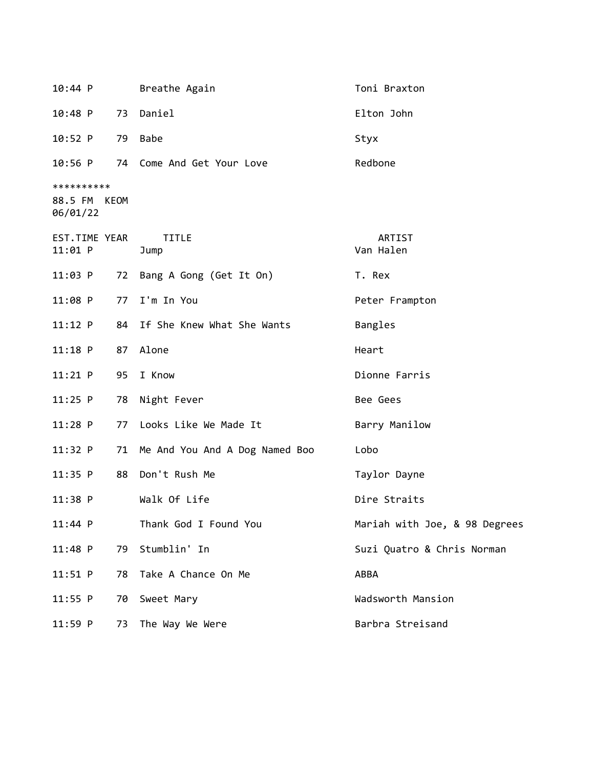| | | | |
|---|---|---|---|
| 10:44 P | | Breathe Again | Toni Braxton |
| 10:48 P | 73 | Daniel | Elton John |
| 10:52 P | 79 | Babe | Styx |
| 10:56 P | 74 | Come And Get Your Love | Redbone |

**********
88.5 FM  KEOM
06/01/22

| EST.TIME | YEAR | TITLE | ARTIST |
|---|---|---|---|
| 11:01 P | | Jump | Van Halen |
| 11:03 P | 72 | Bang A Gong (Get It On) | T. Rex |
| 11:08 P | 77 | I'm In You | Peter Frampton |
| 11:12 P | 84 | If She Knew What She Wants | Bangles |
| 11:18 P | 87 | Alone | Heart |
| 11:21 P | 95 | I Know | Dionne Farris |
| 11:25 P | 78 | Night Fever | Bee Gees |
| 11:28 P | 77 | Looks Like We Made It | Barry Manilow |
| 11:32 P | 71 | Me And You And A Dog Named Boo | Lobo |
| 11:35 P | 88 | Don't Rush Me | Taylor Dayne |
| 11:38 P | | Walk Of Life | Dire Straits |
| 11:44 P | | Thank God I Found You | Mariah with Joe, & 98 Degrees |
| 11:48 P | 79 | Stumblin' In | Suzi Quatro & Chris Norman |
| 11:51 P | 78 | Take A Chance On Me | ABBA |
| 11:55 P | 70 | Sweet Mary | Wadsworth Mansion |
| 11:59 P | 73 | The Way We Were | Barbra Streisand |